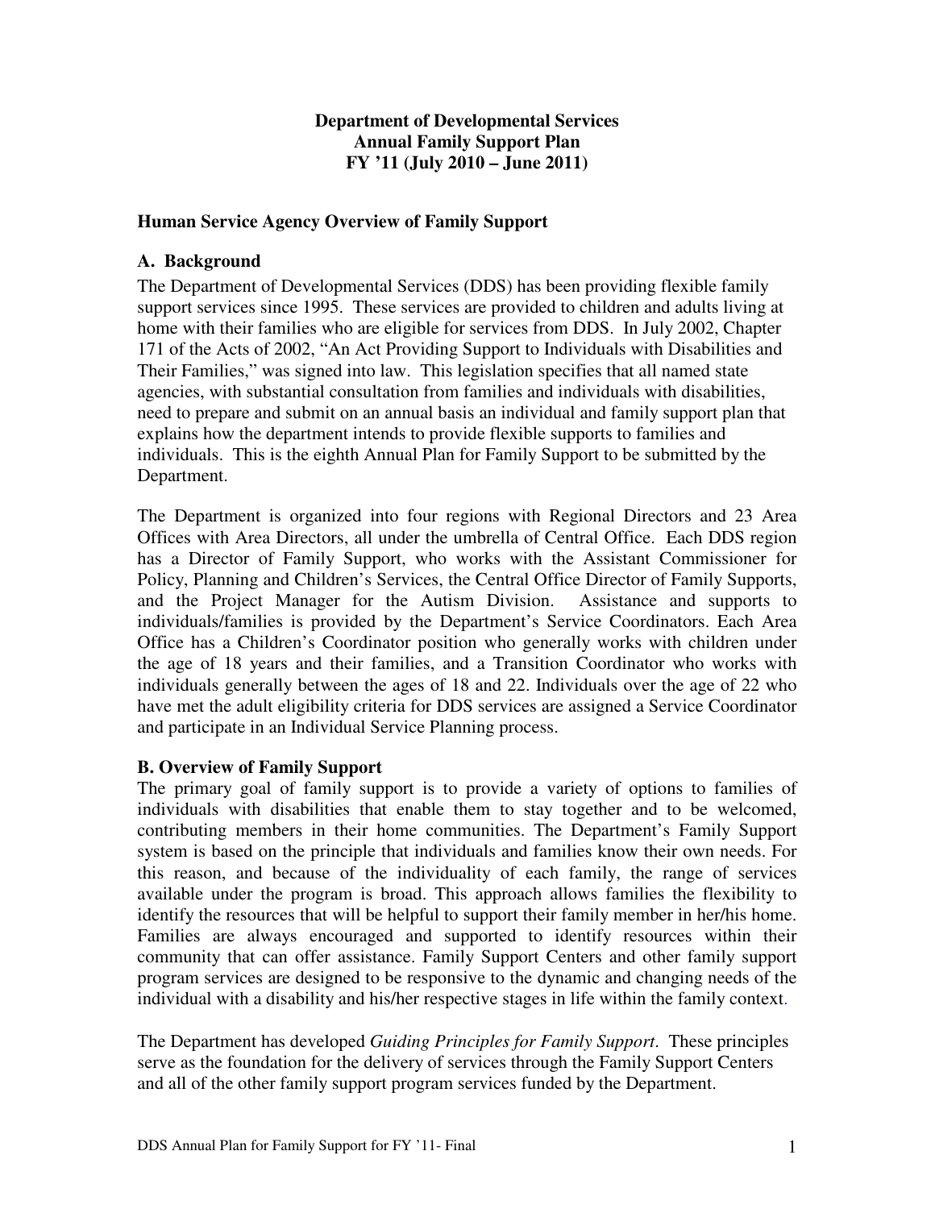# Department of Developmental Services
# Annual Family Support Plan
# FY '11 (July 2010 – June 2011)

## Human Service Agency Overview of Family Support

### A. Background

The Department of Developmental Services (DDS) has been providing flexible family support services since 1995. These services are provided to children and adults living at home with their families who are eligible for services from DDS. In July 2002, Chapter 171 of the Acts of 2002, "An Act Providing Support to Individuals with Disabilities and Their Families," was signed into law. This legislation specifies that all named state agencies, with substantial consultation from families and individuals with disabilities, need to prepare and submit on an annual basis an individual and family support plan that explains how the department intends to provide flexible supports to families and individuals. This is the eighth Annual Plan for Family Support to be submitted by the Department.

The Department is organized into four regions with Regional Directors and 23 Area Offices with Area Directors, all under the umbrella of Central Office. Each DDS region has a Director of Family Support, who works with the Assistant Commissioner for Policy, Planning and Children's Services, the Central Office Director of Family Supports, and the Project Manager for the Autism Division. Assistance and supports to individuals/families is provided by the Department's Service Coordinators. Each Area Office has a Children's Coordinator position who generally works with children under the age of 18 years and their families, and a Transition Coordinator who works with individuals generally between the ages of 18 and 22. Individuals over the age of 22 who have met the adult eligibility criteria for DDS services are assigned a Service Coordinator and participate in an Individual Service Planning process.

### B. Overview of Family Support

The primary goal of family support is to provide a variety of options to families of individuals with disabilities that enable them to stay together and to be welcomed, contributing members in their home communities. The Department's Family Support system is based on the principle that individuals and families know their own needs. For this reason, and because of the individuality of each family, the range of services available under the program is broad. This approach allows families the flexibility to identify the resources that will be helpful to support their family member in her/his home. Families are always encouraged and supported to identify resources within their community that can offer assistance. Family Support Centers and other family support program services are designed to be responsive to the dynamic and changing needs of the individual with a disability and his/her respective stages in life within the family context.

The Department has developed *Guiding Principles for Family Support*. These principles serve as the foundation for the delivery of services through the Family Support Centers and all of the other family support program services funded by the Department.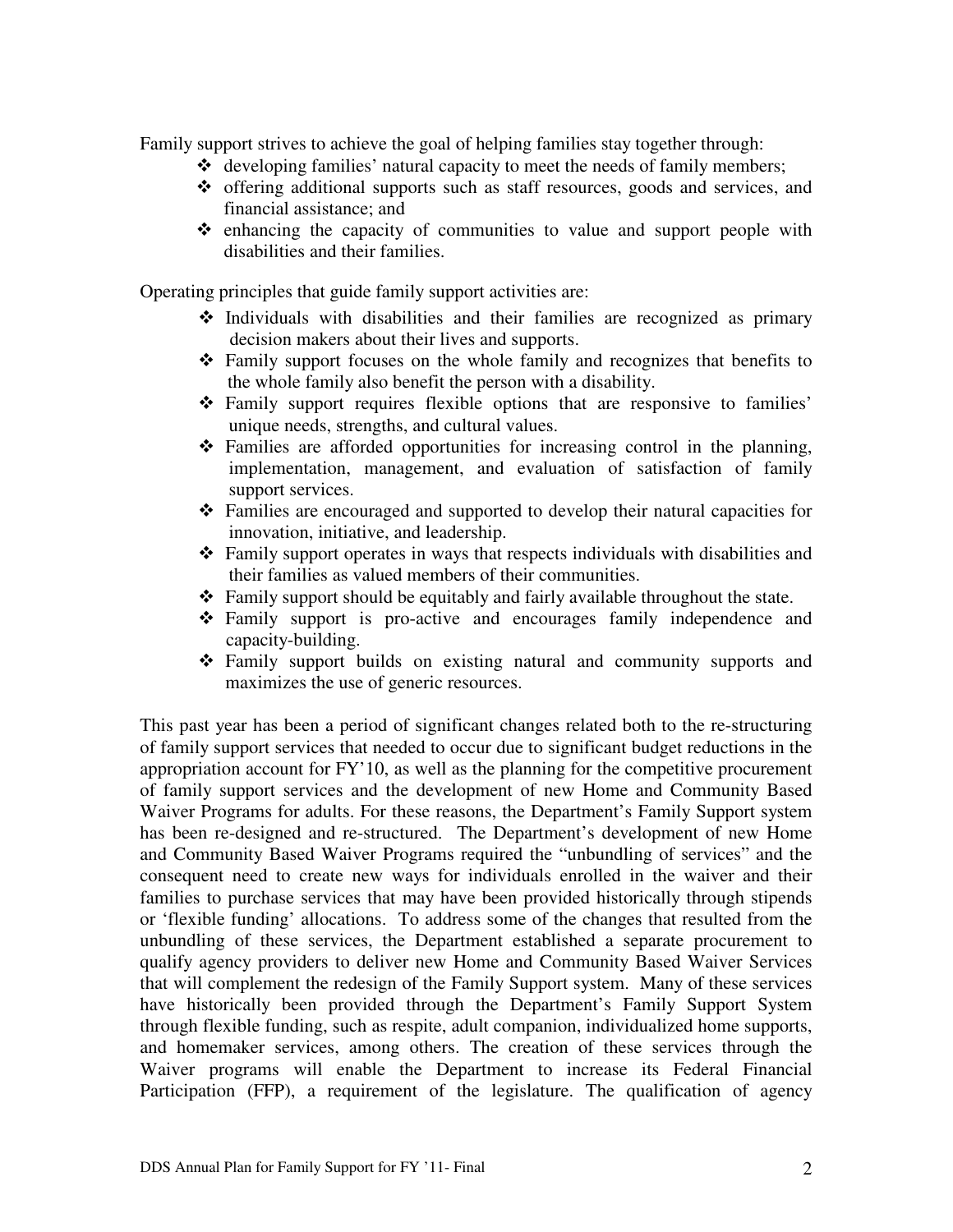Family support strives to achieve the goal of helping families stay together through:

- developing families' natural capacity to meet the needs of family members;
- offering additional supports such as staff resources, goods and services, and financial assistance; and
- enhancing the capacity of communities to value and support people with disabilities and their families.

Operating principles that guide family support activities are:

- Individuals with disabilities and their families are recognized as primary decision makers about their lives and supports.
- Family support focuses on the whole family and recognizes that benefits to the whole family also benefit the person with a disability.
- Family support requires flexible options that are responsive to families' unique needs, strengths, and cultural values.
- Families are afforded opportunities for increasing control in the planning, implementation, management, and evaluation of satisfaction of family support services.
- Families are encouraged and supported to develop their natural capacities for innovation, initiative, and leadership.
- Family support operates in ways that respects individuals with disabilities and their families as valued members of their communities.
- Family support should be equitably and fairly available throughout the state.
- Family support is pro-active and encourages family independence and capacity-building.
- Family support builds on existing natural and community supports and maximizes the use of generic resources.

This past year has been a period of significant changes related both to the re-structuring of family support services that needed to occur due to significant budget reductions in the appropriation account for FY'10, as well as the planning for the competitive procurement of family support services and the development of new Home and Community Based Waiver Programs for adults. For these reasons, the Department's Family Support system has been re-designed and re-structured. The Department's development of new Home and Community Based Waiver Programs required the "unbundling of services" and the consequent need to create new ways for individuals enrolled in the waiver and their families to purchase services that may have been provided historically through stipends or 'flexible funding' allocations. To address some of the changes that resulted from the unbundling of these services, the Department established a separate procurement to qualify agency providers to deliver new Home and Community Based Waiver Services that will complement the redesign of the Family Support system. Many of these services have historically been provided through the Department's Family Support System through flexible funding, such as respite, adult companion, individualized home supports, and homemaker services, among others. The creation of these services through the Waiver programs will enable the Department to increase its Federal Financial Participation (FFP), a requirement of the legislature. The qualification of agency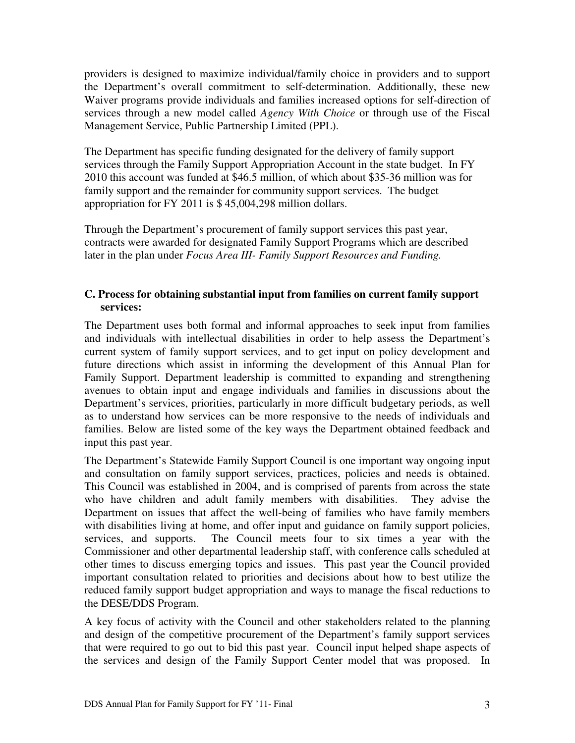providers is designed to maximize individual/family choice in providers and to support the Department's overall commitment to self-determination. Additionally, these new Waiver programs provide individuals and families increased options for self-direction of services through a new model called *Agency With Choice* or through use of the Fiscal Management Service, Public Partnership Limited (PPL).

The Department has specific funding designated for the delivery of family support services through the Family Support Appropriation Account in the state budget. In FY 2010 this account was funded at $46.5 million, of which about $35-36 million was for family support and the remainder for community support services. The budget appropriation for FY 2011 is $ 45,004,298 million dollars.

Through the Department's procurement of family support services this past year, contracts were awarded for designated Family Support Programs which are described later in the plan under *Focus Area III- Family Support Resources and Funding.*

### C. Process for obtaining substantial input from families on current family support services:

The Department uses both formal and informal approaches to seek input from families and individuals with intellectual disabilities in order to help assess the Department's current system of family support services, and to get input on policy development and future directions which assist in informing the development of this Annual Plan for Family Support. Department leadership is committed to expanding and strengthening avenues to obtain input and engage individuals and families in discussions about the Department's services, priorities, particularly in more difficult budgetary periods, as well as to understand how services can be more responsive to the needs of individuals and families. Below are listed some of the key ways the Department obtained feedback and input this past year.

The Department's Statewide Family Support Council is one important way ongoing input and consultation on family support services, practices, policies and needs is obtained. This Council was established in 2004, and is comprised of parents from across the state who have children and adult family members with disabilities. They advise the Department on issues that affect the well-being of families who have family members with disabilities living at home, and offer input and guidance on family support policies, services, and supports. The Council meets four to six times a year with the Commissioner and other departmental leadership staff, with conference calls scheduled at other times to discuss emerging topics and issues. This past year the Council provided important consultation related to priorities and decisions about how to best utilize the reduced family support budget appropriation and ways to manage the fiscal reductions to the DESE/DDS Program.

A key focus of activity with the Council and other stakeholders related to the planning and design of the competitive procurement of the Department's family support services that were required to go out to bid this past year. Council input helped shape aspects of the services and design of the Family Support Center model that was proposed. In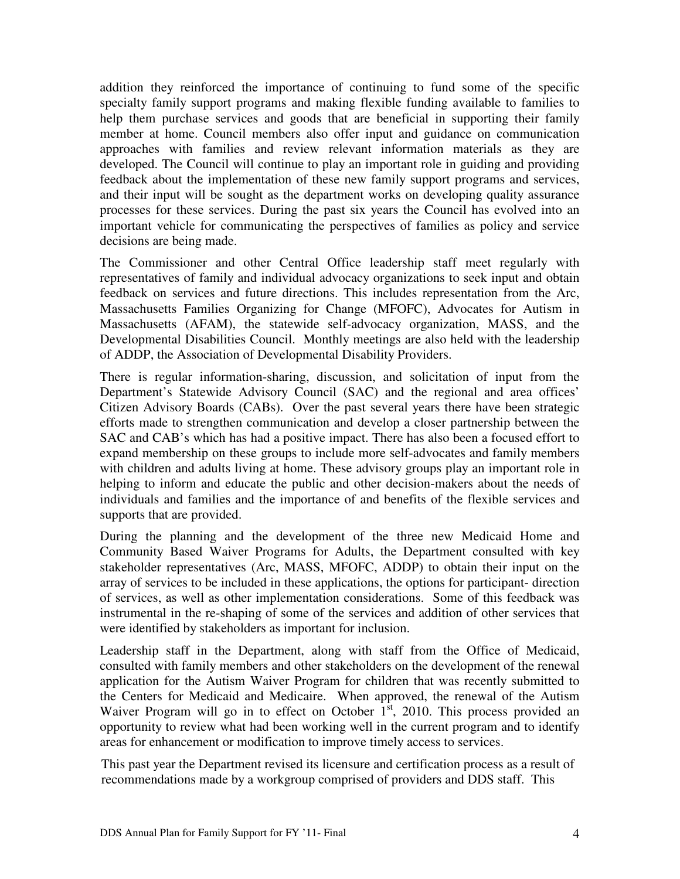addition they reinforced the importance of continuing to fund some of the specific specialty family support programs and making flexible funding available to families to help them purchase services and goods that are beneficial in supporting their family member at home. Council members also offer input and guidance on communication approaches with families and review relevant information materials as they are developed. The Council will continue to play an important role in guiding and providing feedback about the implementation of these new family support programs and services, and their input will be sought as the department works on developing quality assurance processes for these services. During the past six years the Council has evolved into an important vehicle for communicating the perspectives of families as policy and service decisions are being made.

The Commissioner and other Central Office leadership staff meet regularly with representatives of family and individual advocacy organizations to seek input and obtain feedback on services and future directions. This includes representation from the Arc, Massachusetts Families Organizing for Change (MFOFC), Advocates for Autism in Massachusetts (AFAM), the statewide self-advocacy organization, MASS, and the Developmental Disabilities Council. Monthly meetings are also held with the leadership of ADDP, the Association of Developmental Disability Providers.

There is regular information-sharing, discussion, and solicitation of input from the Department's Statewide Advisory Council (SAC) and the regional and area offices' Citizen Advisory Boards (CABs). Over the past several years there have been strategic efforts made to strengthen communication and develop a closer partnership between the SAC and CAB's which has had a positive impact. There has also been a focused effort to expand membership on these groups to include more self-advocates and family members with children and adults living at home. These advisory groups play an important role in helping to inform and educate the public and other decision-makers about the needs of individuals and families and the importance of and benefits of the flexible services and supports that are provided.

During the planning and the development of the three new Medicaid Home and Community Based Waiver Programs for Adults, the Department consulted with key stakeholder representatives (Arc, MASS, MFOFC, ADDP) to obtain their input on the array of services to be included in these applications, the options for participant- direction of services, as well as other implementation considerations. Some of this feedback was instrumental in the re-shaping of some of the services and addition of other services that were identified by stakeholders as important for inclusion.

Leadership staff in the Department, along with staff from the Office of Medicaid, consulted with family members and other stakeholders on the development of the renewal application for the Autism Waiver Program for children that was recently submitted to the Centers for Medicaid and Medicaire. When approved, the renewal of the Autism Waiver Program will go in to effect on October 1st, 2010. This process provided an opportunity to review what had been working well in the current program and to identify areas for enhancement or modification to improve timely access to services.

This past year the Department revised its licensure and certification process as a result of recommendations made by a workgroup comprised of providers and DDS staff. This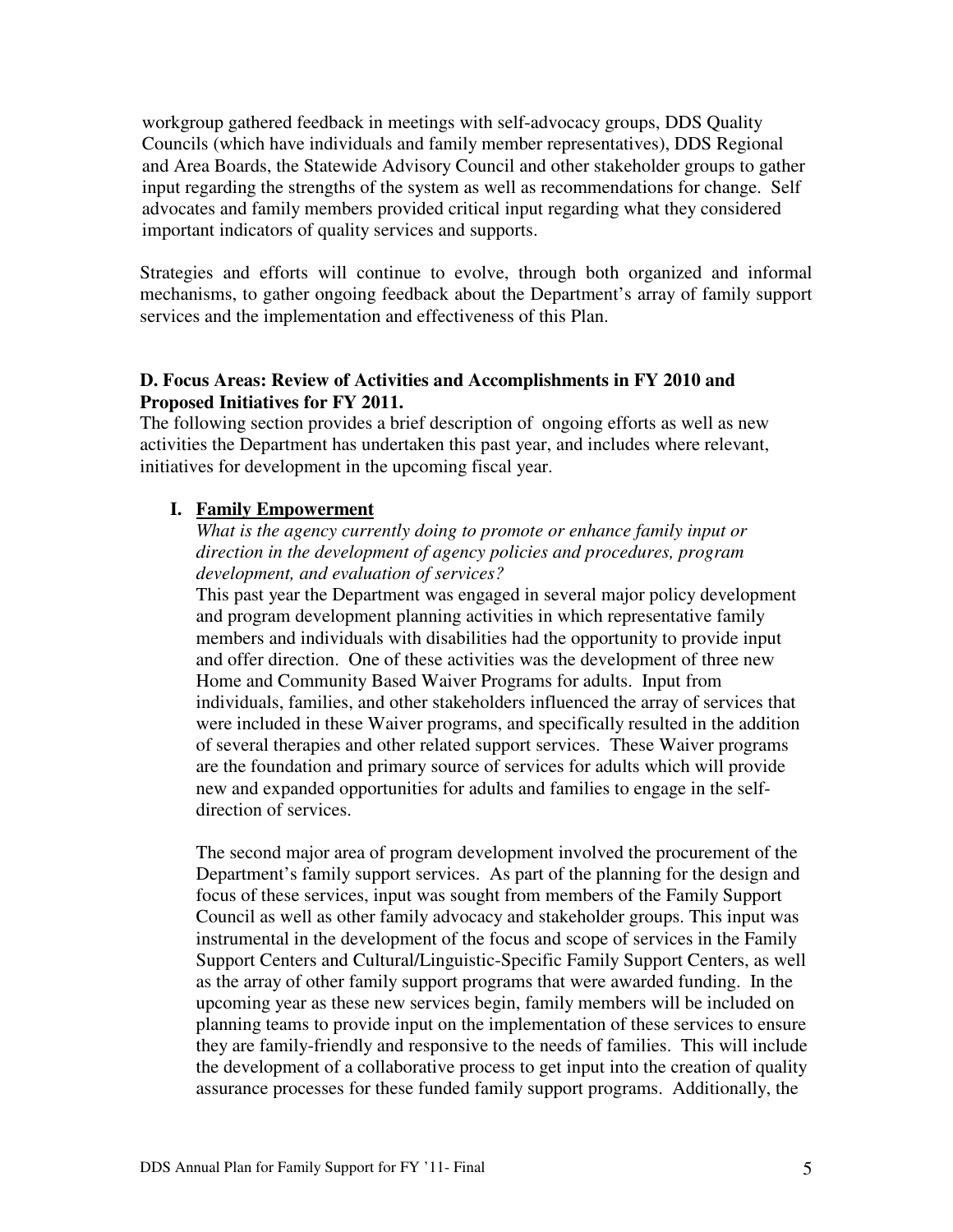workgroup gathered feedback in meetings with self-advocacy groups, DDS Quality Councils (which have individuals and family member representatives), DDS Regional and Area Boards, the Statewide Advisory Council and other stakeholder groups to gather input regarding the strengths of the system as well as recommendations for change. Self advocates and family members provided critical input regarding what they considered important indicators of quality services and supports.

Strategies and efforts will continue to evolve, through both organized and informal mechanisms, to gather ongoing feedback about the Department's array of family support services and the implementation and effectiveness of this Plan.

**D. Focus Areas: Review of Activities and Accomplishments in FY 2010 and Proposed Initiatives for FY 2011.**

The following section provides a brief description of ongoing efforts as well as new activities the Department has undertaken this past year, and includes where relevant, initiatives for development in the upcoming fiscal year.

**I. <u>Family Empowerment</u>**

*What is the agency currently doing to promote or enhance family input or direction in the development of agency policies and procedures, program development, and evaluation of services?*

This past year the Department was engaged in several major policy development and program development planning activities in which representative family members and individuals with disabilities had the opportunity to provide input and offer direction. One of these activities was the development of three new Home and Community Based Waiver Programs for adults. Input from individuals, families, and other stakeholders influenced the array of services that were included in these Waiver programs, and specifically resulted in the addition of several therapies and other related support services. These Waiver programs are the foundation and primary source of services for adults which will provide new and expanded opportunities for adults and families to engage in the self-direction of services.

The second major area of program development involved the procurement of the Department's family support services. As part of the planning for the design and focus of these services, input was sought from members of the Family Support Council as well as other family advocacy and stakeholder groups. This input was instrumental in the development of the focus and scope of services in the Family Support Centers and Cultural/Linguistic-Specific Family Support Centers, as well as the array of other family support programs that were awarded funding. In the upcoming year as these new services begin, family members will be included on planning teams to provide input on the implementation of these services to ensure they are family-friendly and responsive to the needs of families. This will include the development of a collaborative process to get input into the creation of quality assurance processes for these funded family support programs. Additionally, the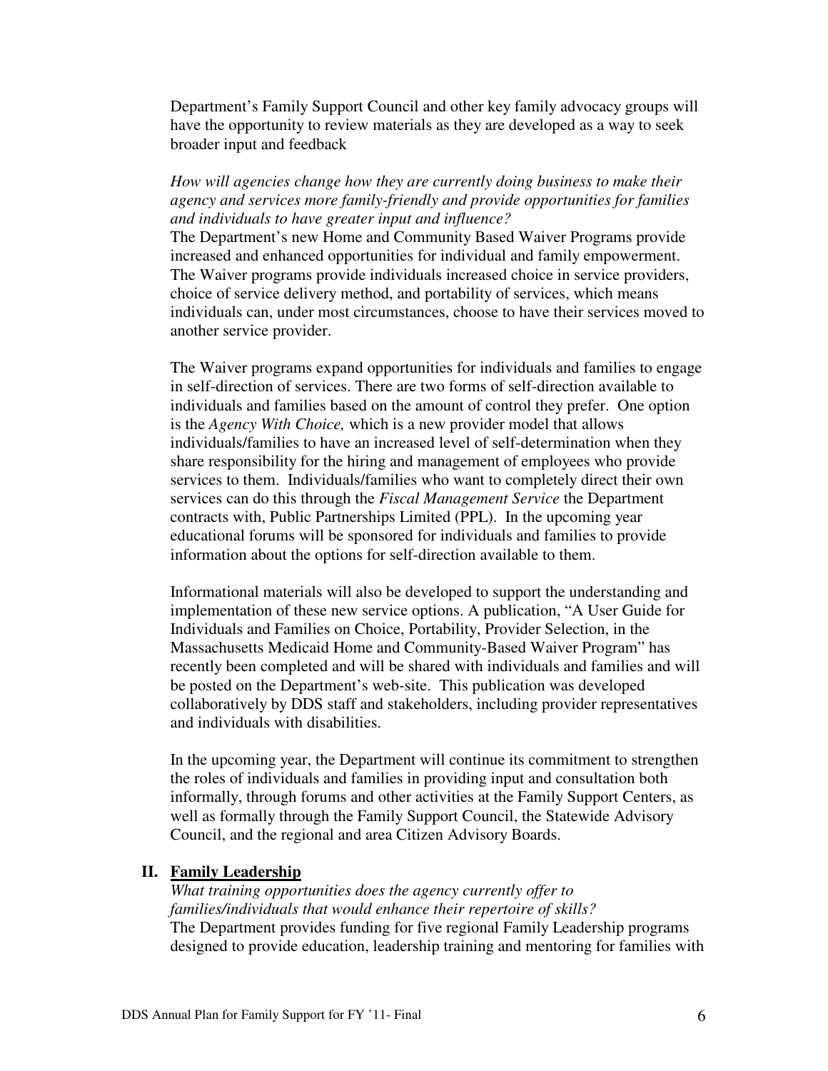Department's Family Support Council and other key family advocacy groups will have the opportunity to review materials as they are developed as a way to seek broader input and feedback

*How will agencies change how they are currently doing business to make their agency and services more family-friendly and provide opportunities for families and individuals to have greater input and influence?*
The Department's new Home and Community Based Waiver Programs provide increased and enhanced opportunities for individual and family empowerment. The Waiver programs provide individuals increased choice in service providers, choice of service delivery method, and portability of services, which means individuals can, under most circumstances, choose to have their services moved to another service provider.

The Waiver programs expand opportunities for individuals and families to engage in self-direction of services. There are two forms of self-direction available to individuals and families based on the amount of control they prefer. One option is the *Agency With Choice,* which is a new provider model that allows individuals/families to have an increased level of self-determination when they share responsibility for the hiring and management of employees who provide services to them. Individuals/families who want to completely direct their own services can do this through the *Fiscal Management Service* the Department contracts with, Public Partnerships Limited (PPL). In the upcoming year educational forums will be sponsored for individuals and families to provide information about the options for self-direction available to them.

Informational materials will also be developed to support the understanding and implementation of these new service options. A publication, "A User Guide for Individuals and Families on Choice, Portability, Provider Selection, in the Massachusetts Medicaid Home and Community-Based Waiver Program" has recently been completed and will be shared with individuals and families and will be posted on the Department's web-site. This publication was developed collaboratively by DDS staff and stakeholders, including provider representatives and individuals with disabilities.

In the upcoming year, the Department will continue its commitment to strengthen the roles of individuals and families in providing input and consultation both informally, through forums and other activities at the Family Support Centers, as well as formally through the Family Support Council, the Statewide Advisory Council, and the regional and area Citizen Advisory Boards.

## II. Family Leadership

*What training opportunities does the agency currently offer to families/individuals that would enhance their repertoire of skills?*
The Department provides funding for five regional Family Leadership programs designed to provide education, leadership training and mentoring for families with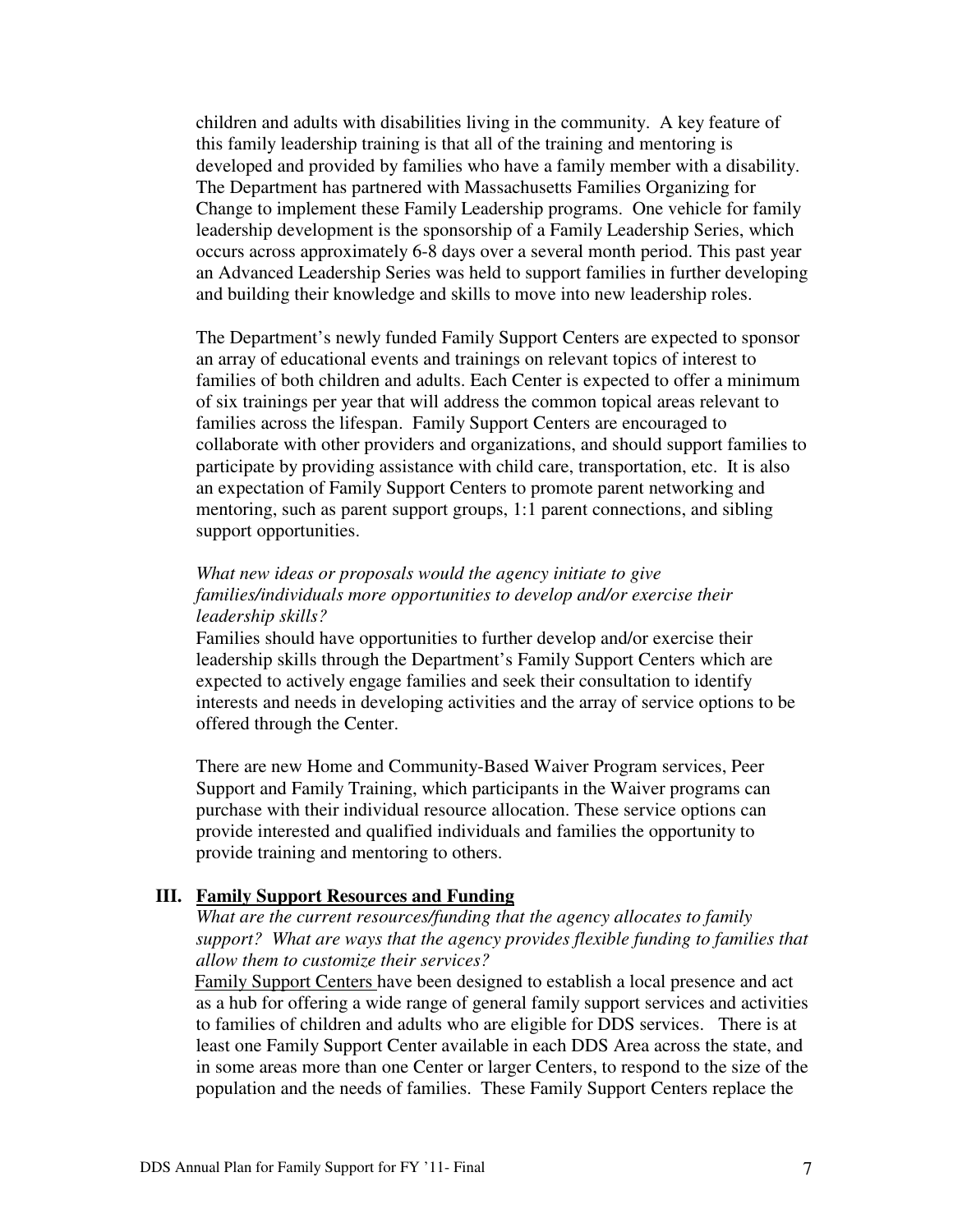children and adults with disabilities living in the community. A key feature of this family leadership training is that all of the training and mentoring is developed and provided by families who have a family member with a disability. The Department has partnered with Massachusetts Families Organizing for Change to implement these Family Leadership programs. One vehicle for family leadership development is the sponsorship of a Family Leadership Series, which occurs across approximately 6-8 days over a several month period. This past year an Advanced Leadership Series was held to support families in further developing and building their knowledge and skills to move into new leadership roles.

The Department's newly funded Family Support Centers are expected to sponsor an array of educational events and trainings on relevant topics of interest to families of both children and adults. Each Center is expected to offer a minimum of six trainings per year that will address the common topical areas relevant to families across the lifespan. Family Support Centers are encouraged to collaborate with other providers and organizations, and should support families to participate by providing assistance with child care, transportation, etc. It is also an expectation of Family Support Centers to promote parent networking and mentoring, such as parent support groups, 1:1 parent connections, and sibling support opportunities.

*What new ideas or proposals would the agency initiate to give families/individuals more opportunities to develop and/or exercise their leadership skills?*

Families should have opportunities to further develop and/or exercise their leadership skills through the Department's Family Support Centers which are expected to actively engage families and seek their consultation to identify interests and needs in developing activities and the array of service options to be offered through the Center.

There are new Home and Community-Based Waiver Program services, Peer Support and Family Training, which participants in the Waiver programs can purchase with their individual resource allocation. These service options can provide interested and qualified individuals and families the opportunity to provide training and mentoring to others.

## III. Family Support Resources and Funding

*What are the current resources/funding that the agency allocates to family support? What are ways that the agency provides flexible funding to families that allow them to customize their services?*

Family Support Centers have been designed to establish a local presence and act as a hub for offering a wide range of general family support services and activities to families of children and adults who are eligible for DDS services. There is at least one Family Support Center available in each DDS Area across the state, and in some areas more than one Center or larger Centers, to respond to the size of the population and the needs of families. These Family Support Centers replace the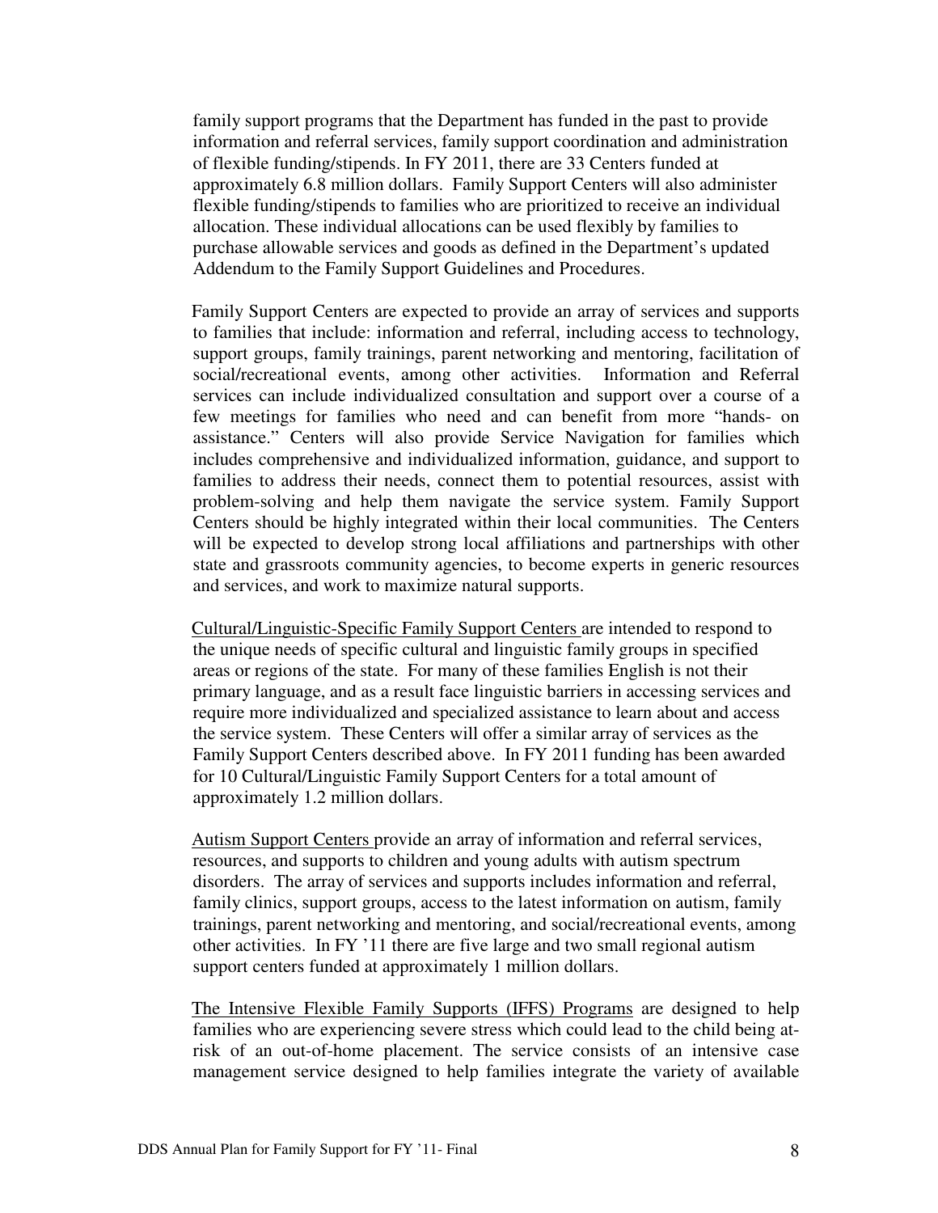family support programs that the Department has funded in the past to provide information and referral services, family support coordination and administration of flexible funding/stipends. In FY 2011, there are 33 Centers funded at approximately 6.8 million dollars. Family Support Centers will also administer flexible funding/stipends to families who are prioritized to receive an individual allocation. These individual allocations can be used flexibly by families to purchase allowable services and goods as defined in the Department's updated Addendum to the Family Support Guidelines and Procedures.

Family Support Centers are expected to provide an array of services and supports to families that include: information and referral, including access to technology, support groups, family trainings, parent networking and mentoring, facilitation of social/recreational events, among other activities. Information and Referral services can include individualized consultation and support over a course of a few meetings for families who need and can benefit from more "hands- on assistance." Centers will also provide Service Navigation for families which includes comprehensive and individualized information, guidance, and support to families to address their needs, connect them to potential resources, assist with problem-solving and help them navigate the service system. Family Support Centers should be highly integrated within their local communities. The Centers will be expected to develop strong local affiliations and partnerships with other state and grassroots community agencies, to become experts in generic resources and services, and work to maximize natural supports.

<u>Cultural/Linguistic-Specific Family Support Centers</u> are intended to respond to the unique needs of specific cultural and linguistic family groups in specified areas or regions of the state. For many of these families English is not their primary language, and as a result face linguistic barriers in accessing services and require more individualized and specialized assistance to learn about and access the service system. These Centers will offer a similar array of services as the Family Support Centers described above. In FY 2011 funding has been awarded for 10 Cultural/Linguistic Family Support Centers for a total amount of approximately 1.2 million dollars.

<u>Autism Support Centers</u> provide an array of information and referral services, resources, and supports to children and young adults with autism spectrum disorders. The array of services and supports includes information and referral, family clinics, support groups, access to the latest information on autism, family trainings, parent networking and mentoring, and social/recreational events, among other activities. In FY '11 there are five large and two small regional autism support centers funded at approximately 1 million dollars.

<u>The Intensive Flexible Family Supports (IFFS) Programs</u> are designed to help families who are experiencing severe stress which could lead to the child being at-risk of an out-of-home placement. The service consists of an intensive case management service designed to help families integrate the variety of available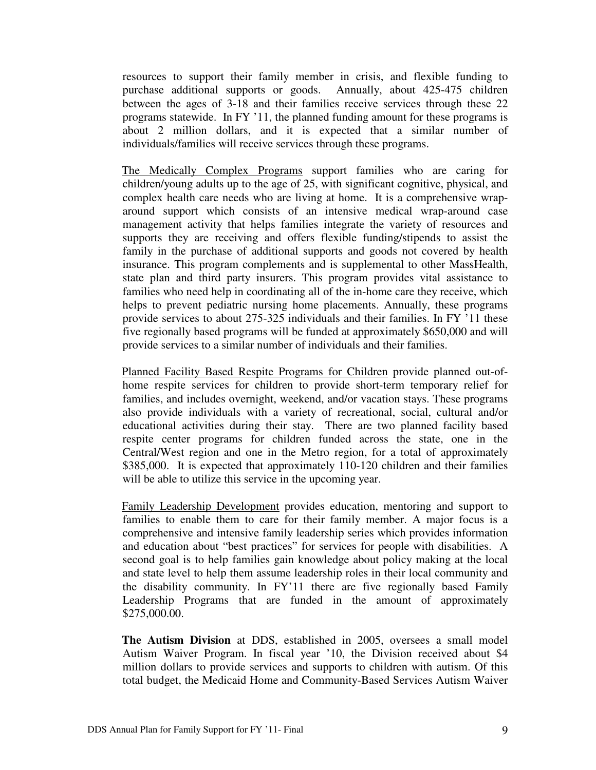resources to support their family member in crisis, and flexible funding to purchase additional supports or goods. Annually, about 425-475 children between the ages of 3-18 and their families receive services through these 22 programs statewide. In FY '11, the planned funding amount for these programs is about 2 million dollars, and it is expected that a similar number of individuals/families will receive services through these programs.

<u>The Medically Complex Programs</u> support families who are caring for children/young adults up to the age of 25, with significant cognitive, physical, and complex health care needs who are living at home. It is a comprehensive wrap-around support which consists of an intensive medical wrap-around case management activity that helps families integrate the variety of resources and supports they are receiving and offers flexible funding/stipends to assist the family in the purchase of additional supports and goods not covered by health insurance. This program complements and is supplemental to other MassHealth, state plan and third party insurers. This program provides vital assistance to families who need help in coordinating all of the in-home care they receive, which helps to prevent pediatric nursing home placements. Annually, these programs provide services to about 275-325 individuals and their families. In FY '11 these five regionally based programs will be funded at approximately $650,000 and will provide services to a similar number of individuals and their families.

<u>Planned Facility Based Respite Programs for Children</u> provide planned out-of-home respite services for children to provide short-term temporary relief for families, and includes overnight, weekend, and/or vacation stays. These programs also provide individuals with a variety of recreational, social, cultural and/or educational activities during their stay. There are two planned facility based respite center programs for children funded across the state, one in the Central/West region and one in the Metro region, for a total of approximately $385,000. It is expected that approximately 110-120 children and their families will be able to utilize this service in the upcoming year.

<u>Family Leadership Development</u> provides education, mentoring and support to families to enable them to care for their family member. A major focus is a comprehensive and intensive family leadership series which provides information and education about "best practices" for services for people with disabilities. A second goal is to help families gain knowledge about policy making at the local and state level to help them assume leadership roles in their local community and the disability community. In FY'11 there are five regionally based Family Leadership Programs that are funded in the amount of approximately $275,000.00.

**The Autism Division** at DDS, established in 2005, oversees a small model Autism Waiver Program. In fiscal year '10, the Division received about $4 million dollars to provide services and supports to children with autism. Of this total budget, the Medicaid Home and Community-Based Services Autism Waiver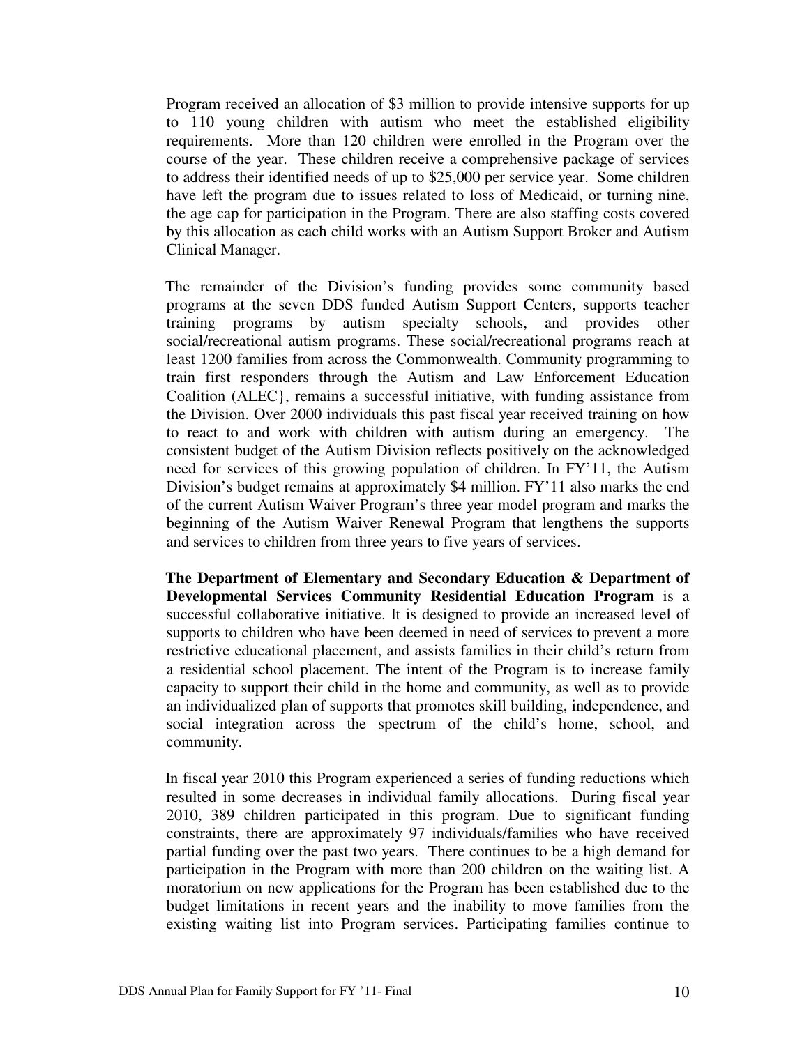Program received an allocation of $3 million to provide intensive supports for up to 110 young children with autism who meet the established eligibility requirements. More than 120 children were enrolled in the Program over the course of the year. These children receive a comprehensive package of services to address their identified needs of up to $25,000 per service year. Some children have left the program due to issues related to loss of Medicaid, or turning nine, the age cap for participation in the Program. There are also staffing costs covered by this allocation as each child works with an Autism Support Broker and Autism Clinical Manager.

The remainder of the Division's funding provides some community based programs at the seven DDS funded Autism Support Centers, supports teacher training programs by autism specialty schools, and provides other social/recreational autism programs. These social/recreational programs reach at least 1200 families from across the Commonwealth. Community programming to train first responders through the Autism and Law Enforcement Education Coalition (ALEC}, remains a successful initiative, with funding assistance from the Division. Over 2000 individuals this past fiscal year received training on how to react to and work with children with autism during an emergency. The consistent budget of the Autism Division reflects positively on the acknowledged need for services of this growing population of children. In FY'11, the Autism Division's budget remains at approximately $4 million. FY'11 also marks the end of the current Autism Waiver Program's three year model program and marks the beginning of the Autism Waiver Renewal Program that lengthens the supports and services to children from three years to five years of services.

**The Department of Elementary and Secondary Education & Department of Developmental Services Community Residential Education Program** is a successful collaborative initiative. It is designed to provide an increased level of supports to children who have been deemed in need of services to prevent a more restrictive educational placement, and assists families in their child's return from a residential school placement. The intent of the Program is to increase family capacity to support their child in the home and community, as well as to provide an individualized plan of supports that promotes skill building, independence, and social integration across the spectrum of the child's home, school, and community.

In fiscal year 2010 this Program experienced a series of funding reductions which resulted in some decreases in individual family allocations. During fiscal year 2010, 389 children participated in this program. Due to significant funding constraints, there are approximately 97 individuals/families who have received partial funding over the past two years. There continues to be a high demand for participation in the Program with more than 200 children on the waiting list. A moratorium on new applications for the Program has been established due to the budget limitations in recent years and the inability to move families from the existing waiting list into Program services. Participating families continue to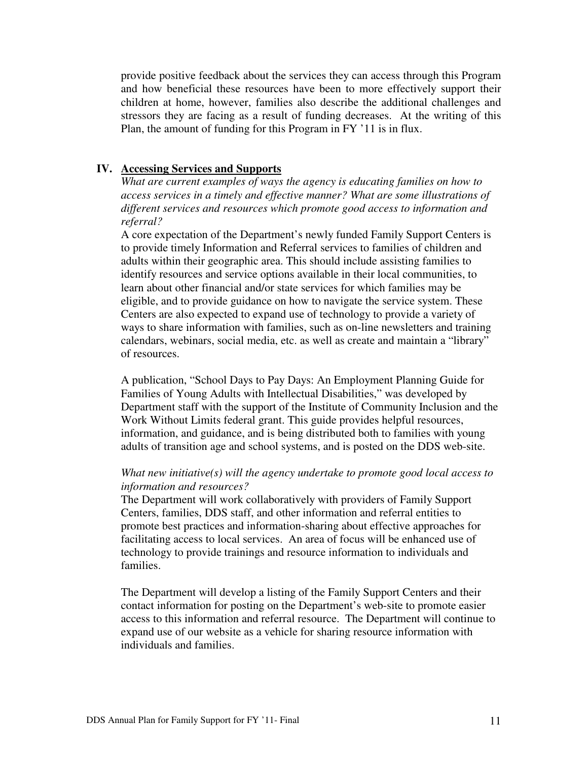provide positive feedback about the services they can access through this Program and how beneficial these resources have been to more effectively support their children at home, however, families also describe the additional challenges and stressors they are facing as a result of funding decreases. At the writing of this Plan, the amount of funding for this Program in FY '11 is in flux.

## IV. Accessing Services and Supports

*What are current examples of ways the agency is educating families on how to access services in a timely and effective manner? What are some illustrations of different services and resources which promote good access to information and referral?*

A core expectation of the Department's newly funded Family Support Centers is to provide timely Information and Referral services to families of children and adults within their geographic area. This should include assisting families to identify resources and service options available in their local communities, to learn about other financial and/or state services for which families may be eligible, and to provide guidance on how to navigate the service system. These Centers are also expected to expand use of technology to provide a variety of ways to share information with families, such as on-line newsletters and training calendars, webinars, social media, etc. as well as create and maintain a "library" of resources.

A publication, "School Days to Pay Days: An Employment Planning Guide for Families of Young Adults with Intellectual Disabilities," was developed by Department staff with the support of the Institute of Community Inclusion and the Work Without Limits federal grant. This guide provides helpful resources, information, and guidance, and is being distributed both to families with young adults of transition age and school systems, and is posted on the DDS web-site.

*What new initiative(s) will the agency undertake to promote good local access to information and resources?*

The Department will work collaboratively with providers of Family Support Centers, families, DDS staff, and other information and referral entities to promote best practices and information-sharing about effective approaches for facilitating access to local services. An area of focus will be enhanced use of technology to provide trainings and resource information to individuals and families.

The Department will develop a listing of the Family Support Centers and their contact information for posting on the Department's web-site to promote easier access to this information and referral resource. The Department will continue to expand use of our website as a vehicle for sharing resource information with individuals and families.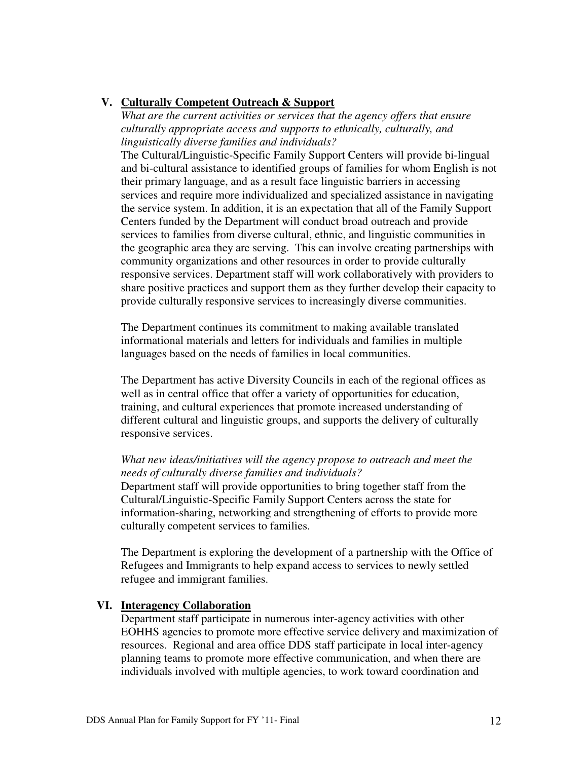## V. Culturally Competent Outreach & Support

*What are the current activities or services that the agency offers that ensure culturally appropriate access and supports to ethnically, culturally, and linguistically diverse families and individuals?*

The Cultural/Linguistic-Specific Family Support Centers will provide bi-lingual and bi-cultural assistance to identified groups of families for whom English is not their primary language, and as a result face linguistic barriers in accessing services and require more individualized and specialized assistance in navigating the service system. In addition, it is an expectation that all of the Family Support Centers funded by the Department will conduct broad outreach and provide services to families from diverse cultural, ethnic, and linguistic communities in the geographic area they are serving. This can involve creating partnerships with community organizations and other resources in order to provide culturally responsive services. Department staff will work collaboratively with providers to share positive practices and support them as they further develop their capacity to provide culturally responsive services to increasingly diverse communities.

The Department continues its commitment to making available translated informational materials and letters for individuals and families in multiple languages based on the needs of families in local communities.

The Department has active Diversity Councils in each of the regional offices as well as in central office that offer a variety of opportunities for education, training, and cultural experiences that promote increased understanding of different cultural and linguistic groups, and supports the delivery of culturally responsive services.

*What new ideas/initiatives will the agency propose to outreach and meet the needs of culturally diverse families and individuals?*

Department staff will provide opportunities to bring together staff from the Cultural/Linguistic-Specific Family Support Centers across the state for information-sharing, networking and strengthening of efforts to provide more culturally competent services to families.

The Department is exploring the development of a partnership with the Office of Refugees and Immigrants to help expand access to services to newly settled refugee and immigrant families.

## VI. Interagency Collaboration

Department staff participate in numerous inter-agency activities with other EOHHS agencies to promote more effective service delivery and maximization of resources. Regional and area office DDS staff participate in local inter-agency planning teams to promote more effective communication, and when there are individuals involved with multiple agencies, to work toward coordination and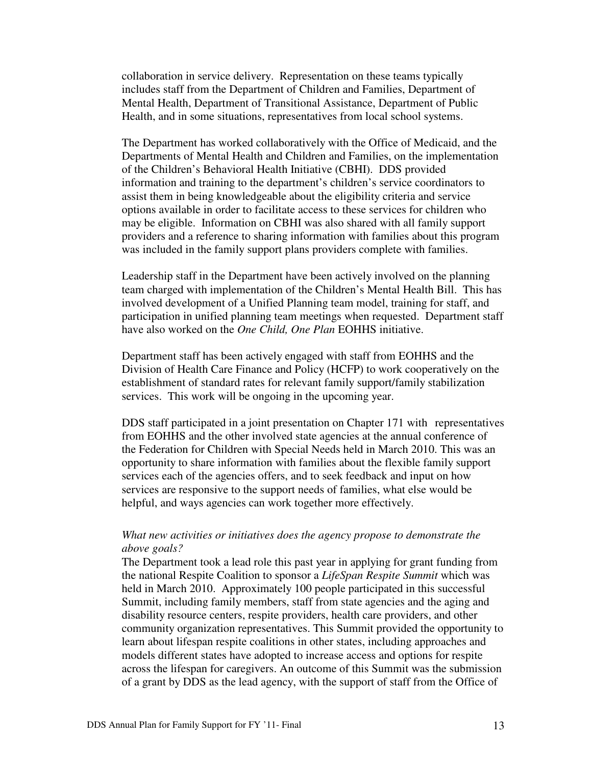collaboration in service delivery. Representation on these teams typically includes staff from the Department of Children and Families, Department of Mental Health, Department of Transitional Assistance, Department of Public Health, and in some situations, representatives from local school systems.

The Department has worked collaboratively with the Office of Medicaid, and the Departments of Mental Health and Children and Families, on the implementation of the Children's Behavioral Health Initiative (CBHI). DDS provided information and training to the department's children's service coordinators to assist them in being knowledgeable about the eligibility criteria and service options available in order to facilitate access to these services for children who may be eligible. Information on CBHI was also shared with all family support providers and a reference to sharing information with families about this program was included in the family support plans providers complete with families.

Leadership staff in the Department have been actively involved on the planning team charged with implementation of the Children's Mental Health Bill. This has involved development of a Unified Planning team model, training for staff, and participation in unified planning team meetings when requested. Department staff have also worked on the *One Child, One Plan* EOHHS initiative.

Department staff has been actively engaged with staff from EOHHS and the Division of Health Care Finance and Policy (HCFP) to work cooperatively on the establishment of standard rates for relevant family support/family stabilization services. This work will be ongoing in the upcoming year.

DDS staff participated in a joint presentation on Chapter 171 with representatives from EOHHS and the other involved state agencies at the annual conference of the Federation for Children with Special Needs held in March 2010. This was an opportunity to share information with families about the flexible family support services each of the agencies offers, and to seek feedback and input on how services are responsive to the support needs of families, what else would be helpful, and ways agencies can work together more effectively.

*What new activities or initiatives does the agency propose to demonstrate the above goals?*

The Department took a lead role this past year in applying for grant funding from the national Respite Coalition to sponsor a *LifeSpan Respite Summit* which was held in March 2010. Approximately 100 people participated in this successful Summit, including family members, staff from state agencies and the aging and disability resource centers, respite providers, health care providers, and other community organization representatives. This Summit provided the opportunity to learn about lifespan respite coalitions in other states, including approaches and models different states have adopted to increase access and options for respite across the lifespan for caregivers. An outcome of this Summit was the submission of a grant by DDS as the lead agency, with the support of staff from the Office of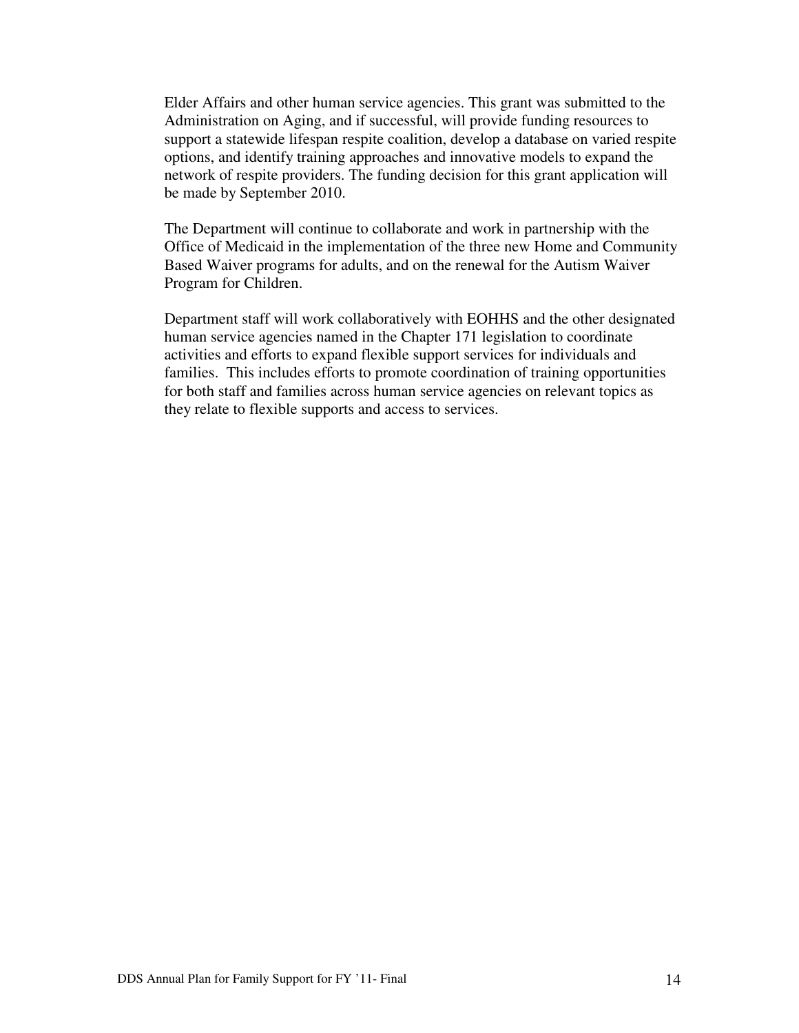Elder Affairs and other human service agencies. This grant was submitted to the Administration on Aging, and if successful, will provide funding resources to support a statewide lifespan respite coalition, develop a database on varied respite options, and identify training approaches and innovative models to expand the network of respite providers. The funding decision for this grant application will be made by September 2010.

The Department will continue to collaborate and work in partnership with the Office of Medicaid in the implementation of the three new Home and Community Based Waiver programs for adults, and on the renewal for the Autism Waiver Program for Children.

Department staff will work collaboratively with EOHHS and the other designated human service agencies named in the Chapter 171 legislation to coordinate activities and efforts to expand flexible support services for individuals and families. This includes efforts to promote coordination of training opportunities for both staff and families across human service agencies on relevant topics as they relate to flexible supports and access to services.